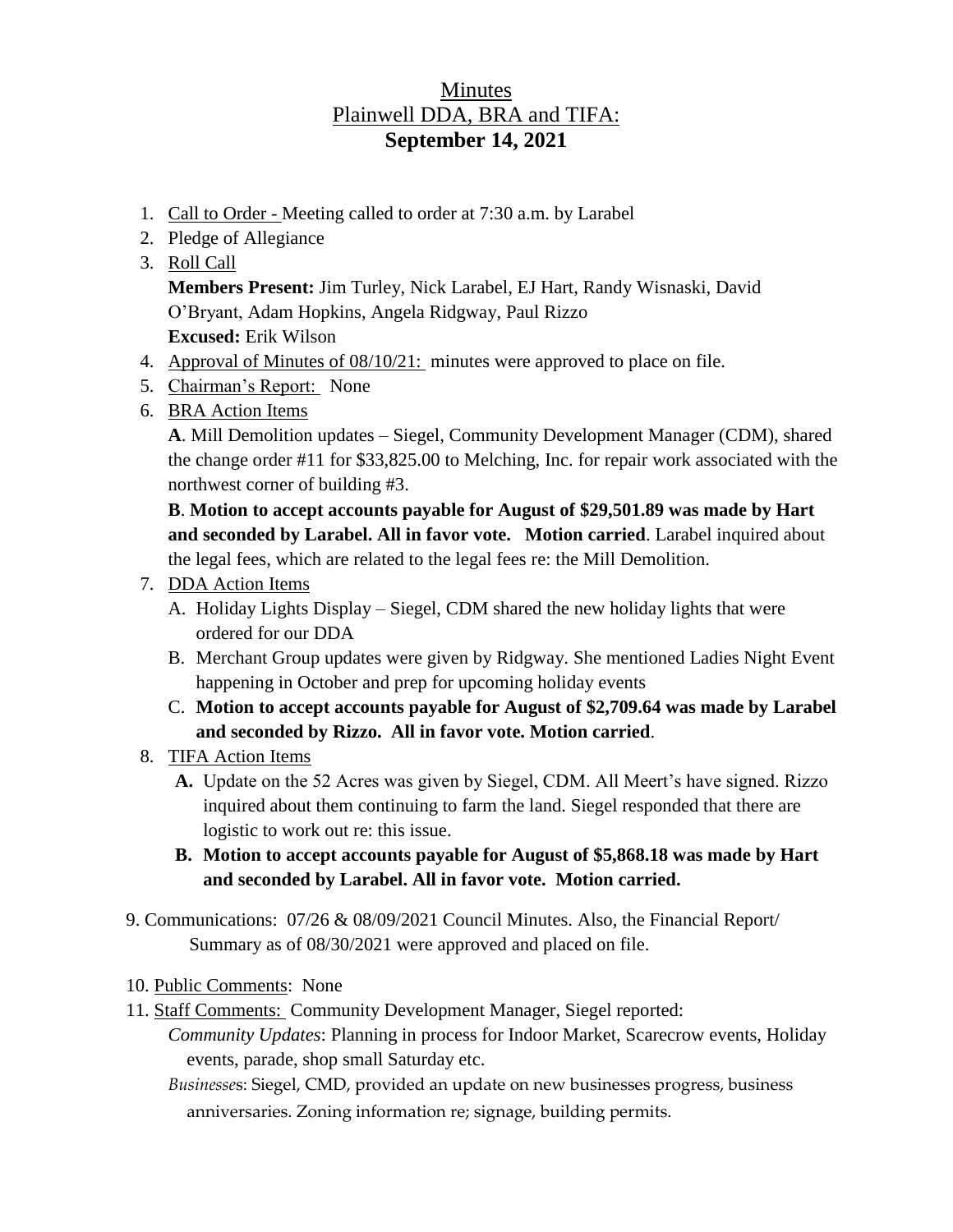# Minutes
## Plainwell DDA, BRA and TIFA:
## **September 14, 2021**

1. Call to Order - Meeting called to order at 7:30 a.m. by Larabel
2. Pledge of Allegiance
3. Roll Call
   **Members Present:** Jim Turley, Nick Larabel, EJ Hart, Randy Wisnaski, David O'Bryant, Adam Hopkins, Angela Ridgway, Paul Rizzo
   **Excused:** Erik Wilson
4. Approval of Minutes of 08/10/21: minutes were approved to place on file.
5. Chairman's Report: None
6. BRA Action Items
   **A**. Mill Demolition updates – Siegel, Community Development Manager (CDM), shared the change order #11 for $33,825.00 to Melching, Inc. for repair work associated with the northwest corner of building #3.
   **B**. **Motion to accept accounts payable for August of $29,501.89 was made by Hart and seconded by Larabel. All in favor vote. Motion carried**. Larabel inquired about the legal fees, which are related to the legal fees re: the Mill Demolition.
7. DDA Action Items
   A. Holiday Lights Display – Siegel, CDM shared the new holiday lights that were ordered for our DDA
   B. Merchant Group updates were given by Ridgway. She mentioned Ladies Night Event happening in October and prep for upcoming holiday events
   C. **Motion to accept accounts payable for August of $2,709.64 was made by Larabel and seconded by Rizzo. All in favor vote. Motion carried**.
8. TIFA Action Items
   **A.** Update on the 52 Acres was given by Siegel, CDM. All Meert's have signed. Rizzo inquired about them continuing to farm the land. Siegel responded that there are logistic to work out re: this issue.
   **B. Motion to accept accounts payable for August of $5,868.18 was made by Hart and seconded by Larabel. All in favor vote. Motion carried.**
9. Communications: 07/26 & 08/09/2021 Council Minutes. Also, the Financial Report/ Summary as of 08/30/2021 were approved and placed on file.
10. Public Comments: None
11. Staff Comments: Community Development Manager, Siegel reported:
    *Community Updates*: Planning in process for Indoor Market, Scarecrow events, Holiday events, parade, shop small Saturday etc.
    *Businesses*: Siegel, CMD, provided an update on new businesses progress, business anniversaries. Zoning information re; signage, building permits.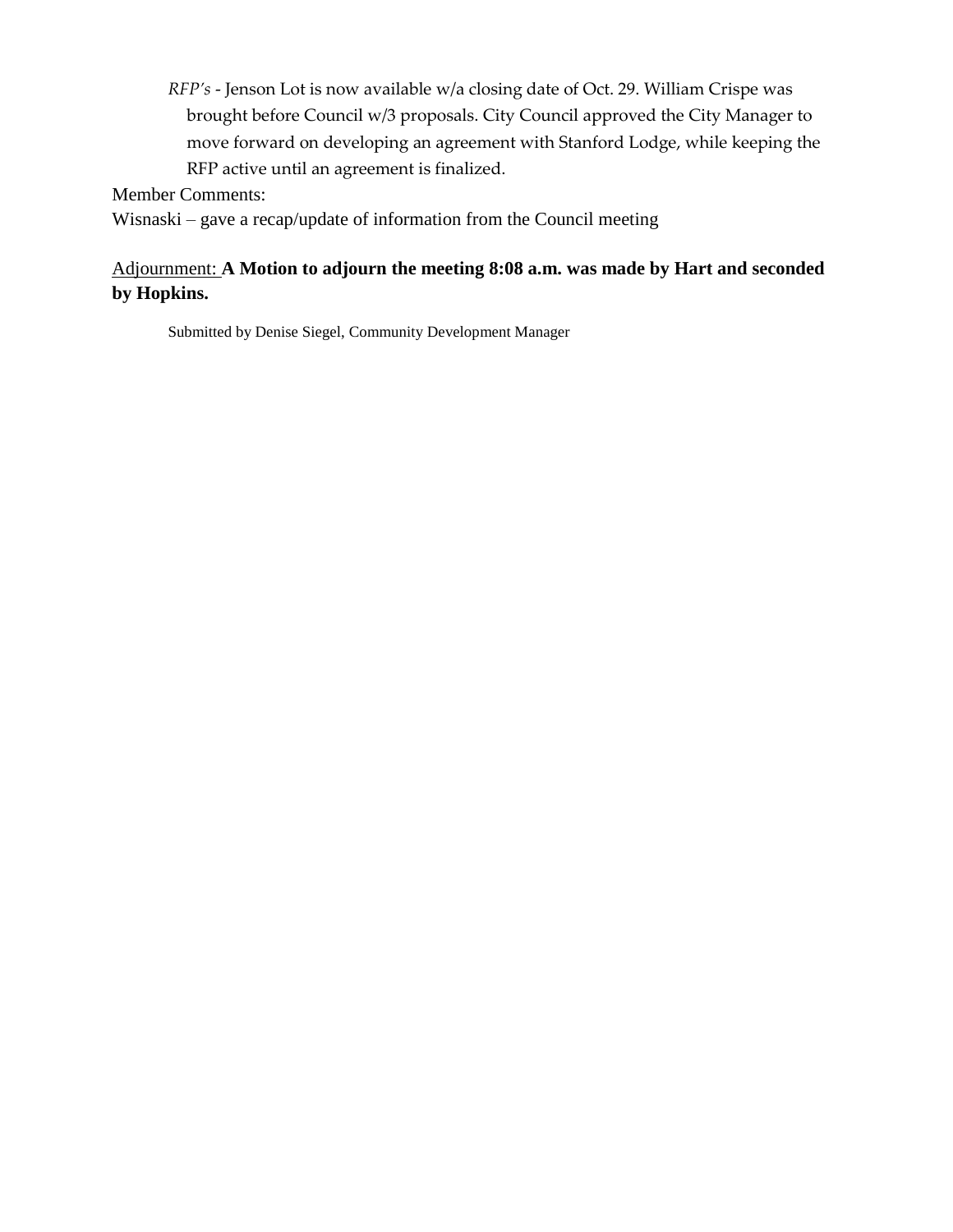*RFP's* - Jenson Lot is now available w/a closing date of Oct. 29. William Crispe was brought before Council w/3 proposals. City Council approved the City Manager to move forward on developing an agreement with Stanford Lodge, while keeping the RFP active until an agreement is finalized.

Member Comments:

Wisnaski – gave a recap/update of information from the Council meeting

Adjournment: **A Motion to adjourn the meeting 8:08 a.m. was made by Hart and seconded by Hopkins.**

Submitted by Denise Siegel, Community Development Manager